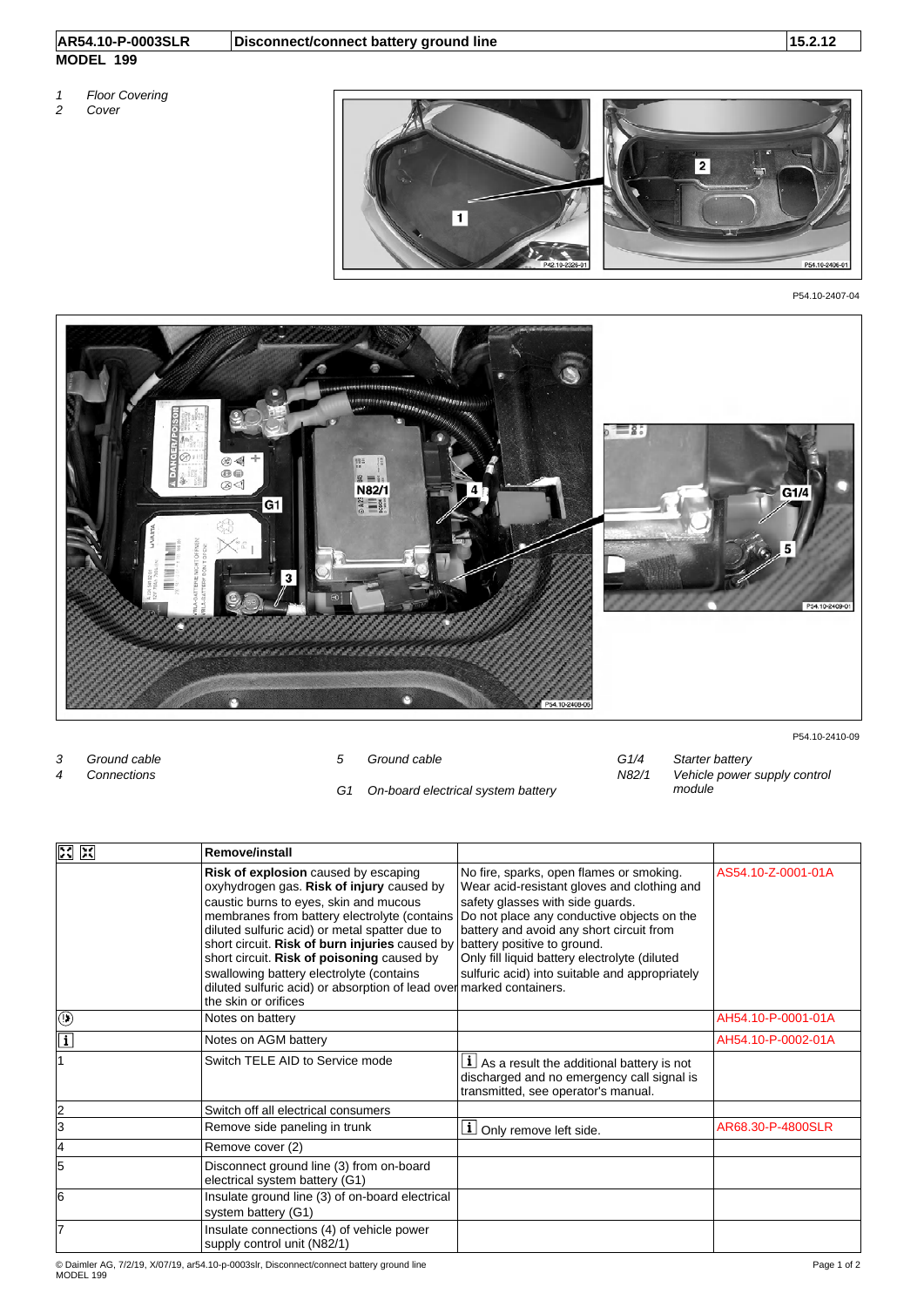| AR54.10-P-0003SLR | Disconnect/connect battery ground line | 15.2.12 |
| --- | --- | --- |

**MODEL 199**

*1 Floor Covering*
*2 Cover*

P54.10-2407-04

P54.10-2410-09

*3 Ground cable*
*4 Connections*
*5 Ground cable*
*G1 On-board electrical system battery*
*G1/4 Starter battery*
*N82/1 Vehicle power supply control module*

| | Remove/install | | |
| --- | --- | --- | --- |
| | **Risk of explosion** caused by escaping oxyhydrogen gas. **Risk of injury** caused by caustic burns to eyes, skin and mucous membranes from battery electrolyte (contains diluted sulfuric acid) or metal spatter due to short circuit. **Risk of burn injuries** caused by short circuit. **Risk of poisoning** caused by swallowing battery electrolyte (contains diluted sulfuric acid) or absorption of lead over the skin or orifices | No fire, sparks, open flames or smoking. Wear acid-resistant gloves and clothing and safety glasses with side guards. Do not place any conductive objects on the battery and avoid any short circuit from battery positive to ground. Only fill liquid battery electrolyte (diluted sulfuric acid) into suitable and appropriately marked containers. | AS54.10-Z-0001-01A |
| | Notes on battery | | AH54.10-P-0001-01A |
| | Notes on AGM battery | | AH54.10-P-0002-01A |
| 1 | Switch TELE AID to Service mode | As a result the additional battery is not discharged and no emergency call signal is transmitted, see operator's manual. | |
| 2 | Switch off all electrical consumers | | |
| 3 | Remove side paneling in trunk | Only remove left side. | AR68.30-P-4800SLR |
| 4 | Remove cover (2) | | |
| 5 | Disconnect ground line (3) from on-board electrical system battery (G1) | | |
| 6 | Insulate ground line (3) of on-board electrical system battery (G1) | | |
| 7 | Insulate connections (4) of vehicle power supply control unit (N82/1) | | |

© Daimler AG, 7/2/19, X/07/19, ar54.10-p-0003slr, Disconnect/connect battery ground line
MODEL 199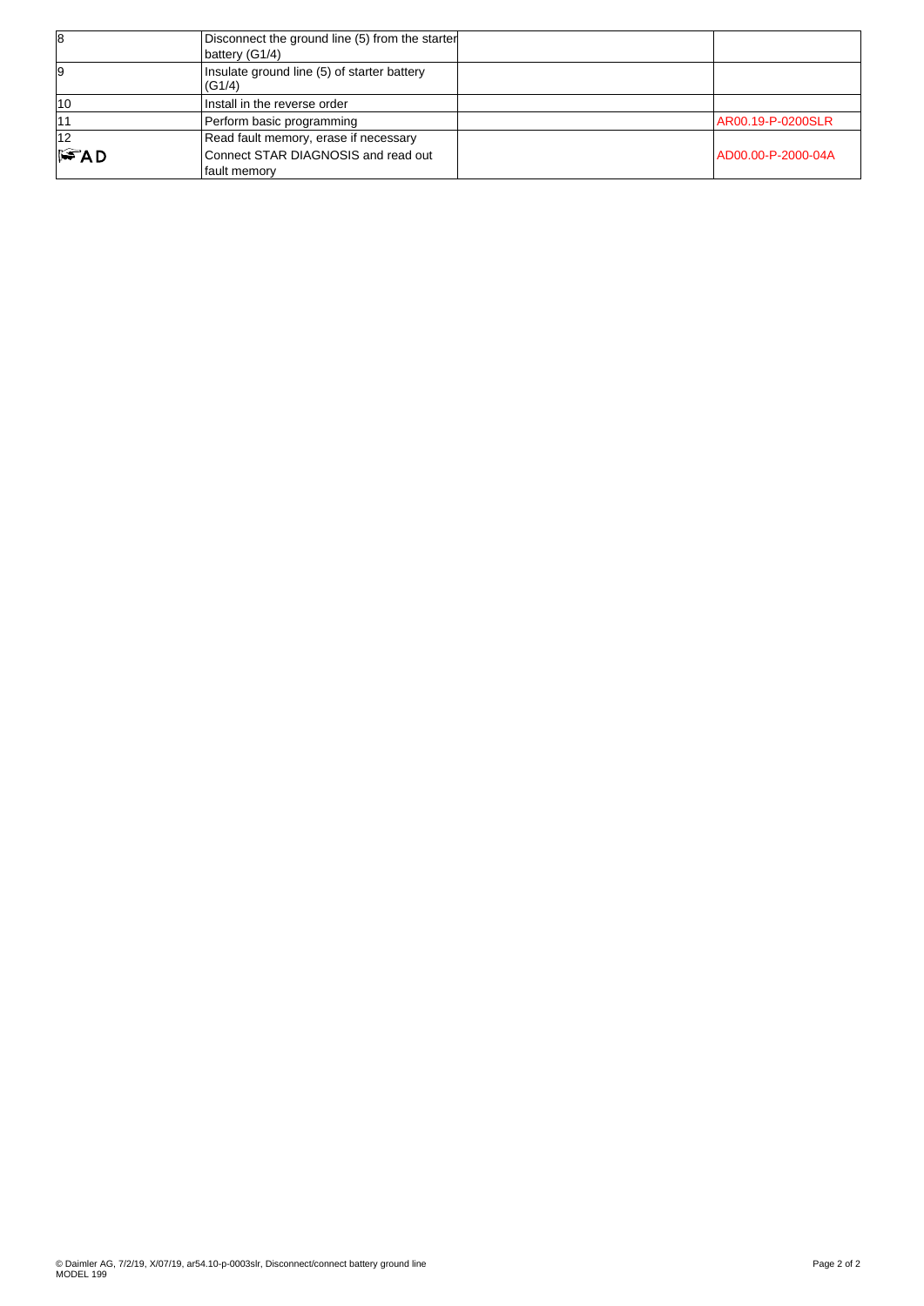| | | | |
|---|---|---|---|
| 8 | Disconnect the ground line (5) from the starter battery (G1/4) | | |
| 9 | Insulate ground line (5) of starter battery (G1/4) | | |
| 10 | Install in the reverse order | | |
| 11 | Perform basic programming | | AR00.19-P-0200SLR |
| 12<br>☞AD | Read fault memory, erase if necessary<br>Connect STAR DIAGNOSIS and read out fault memory | | AD00.00-P-2000-04A |

© Daimler AG, 7/2/19, X/07/19, ar54.10-p-0003slr, Disconnect/connect battery ground line
MODEL 199